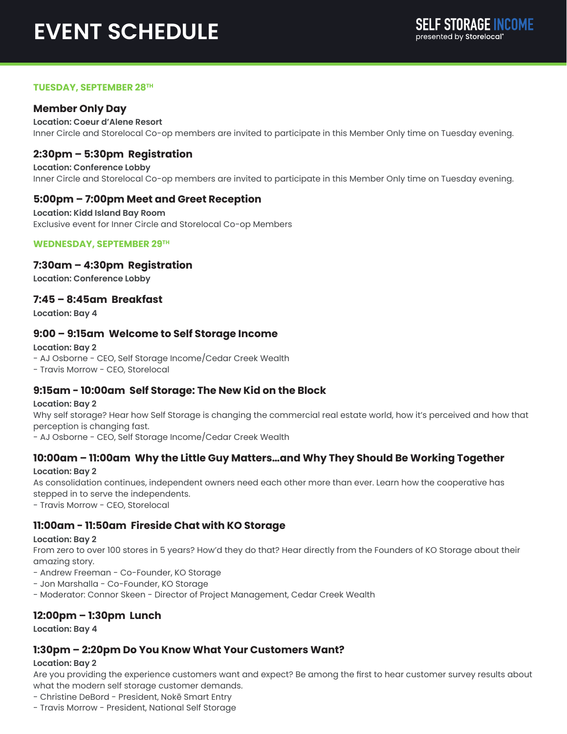# EVENT SCHEDULE

SELF STORAGE INCOME
presented by Storelocal®

## TUESDAY, SEPTEMBER 28TH

### Member Only Day

**Location: Coeur d'Alene Resort**

Inner Circle and Storelocal Co-op members are invited to participate in this Member Only time on Tuesday evening.

### 2:30pm – 5:30pm Registration

**Location: Conference Lobby**

Inner Circle and Storelocal Co-op members are invited to participate in this Member Only time on Tuesday evening.

### 5:00pm – 7:00pm Meet and Greet Reception

**Location: Kidd Island Bay Room**

Exclusive event for Inner Circle and Storelocal Co-op Members

## WEDNESDAY, SEPTEMBER 29TH

### 7:30am – 4:30pm Registration

**Location: Conference Lobby**

### 7:45 – 8:45am Breakfast

**Location: Bay 4**

### 9:00 – 9:15am Welcome to Self Storage Income

**Location: Bay 2**

- AJ Osborne - CEO, Self Storage Income/Cedar Creek Wealth
- Travis Morrow - CEO, Storelocal

### 9:15am - 10:00am Self Storage: The New Kid on the Block

**Location: Bay 2**

Why self storage? Hear how Self Storage is changing the commercial real estate world, how it's perceived and how that perception is changing fast.

- AJ Osborne - CEO, Self Storage Income/Cedar Creek Wealth

### 10:00am – 11:00am Why the Little Guy Matters…and Why They Should Be Working Together

**Location: Bay 2**

As consolidation continues, independent owners need each other more than ever. Learn how the cooperative has stepped in to serve the independents.

- Travis Morrow - CEO, Storelocal

### 11:00am - 11:50am Fireside Chat with KO Storage

**Location: Bay 2**

From zero to over 100 stores in 5 years? How'd they do that? Hear directly from the Founders of KO Storage about their amazing story.

- Andrew Freeman - Co-Founder, KO Storage
- Jon Marshalla - Co-Founder, KO Storage
- Moderator: Connor Skeen - Director of Project Management, Cedar Creek Wealth

### 12:00pm – 1:30pm Lunch

**Location: Bay 4**

### 1:30pm – 2:20pm Do You Know What Your Customers Want?

**Location: Bay 2**

Are you providing the experience customers want and expect? Be among the first to hear customer survey results about what the modern self storage customer demands.

- Christine DeBord - President, Nokē Smart Entry
- Travis Morrow - President, National Self Storage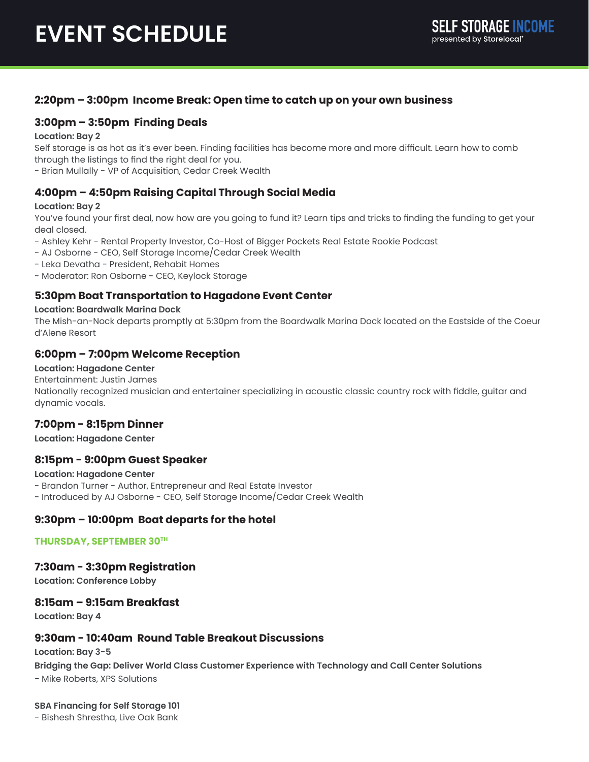# EVENT SCHEDULE

SELF STORAGE INCOME
presented by Storelocal®

### 2:20pm – 3:00pm Income Break: Open time to catch up on your own business

### 3:00pm – 3:50pm Finding Deals

**Location: Bay 2**

Self storage is as hot as it's ever been. Finding facilities has become more and more difficult. Learn how to comb through the listings to find the right deal for you.

- Brian Mullally - VP of Acquisition, Cedar Creek Wealth

### 4:00pm – 4:50pm Raising Capital Through Social Media

**Location: Bay 2**

You've found your first deal, now how are you going to fund it? Learn tips and tricks to finding the funding to get your deal closed.

- Ashley Kehr - Rental Property Investor, Co-Host of Bigger Pockets Real Estate Rookie Podcast
- AJ Osborne - CEO, Self Storage Income/Cedar Creek Wealth
- Leka Devatha - President, Rehabit Homes
- Moderator: Ron Osborne - CEO, Keylock Storage

### 5:30pm Boat Transportation to Hagadone Event Center

**Location: Boardwalk Marina Dock**

The Mish-an-Nock departs promptly at 5:30pm from the Boardwalk Marina Dock located on the Eastside of the Coeur d'Alene Resort

### 6:00pm – 7:00pm Welcome Reception

**Location: Hagadone Center**

Entertainment: Justin James

Nationally recognized musician and entertainer specializing in acoustic classic country rock with fiddle, guitar and dynamic vocals.

### 7:00pm - 8:15pm Dinner

**Location: Hagadone Center**

### 8:15pm - 9:00pm Guest Speaker

**Location: Hagadone Center**

- Brandon Turner - Author, Entrepreneur and Real Estate Investor
- Introduced by AJ Osborne - CEO, Self Storage Income/Cedar Creek Wealth

### 9:30pm – 10:00pm Boat departs for the hotel

## THURSDAY, SEPTEMBER 30TH

### 7:30am - 3:30pm Registration

**Location: Conference Lobby**

### 8:15am – 9:15am Breakfast

**Location: Bay 4**

### 9:30am - 10:40am Round Table Breakout Discussions

**Location: Bay 3-5**

**Bridging the Gap: Deliver World Class Customer Experience with Technology and Call Center Solutions**

- Mike Roberts, XPS Solutions

**SBA Financing for Self Storage 101**

- Bishesh Shrestha, Live Oak Bank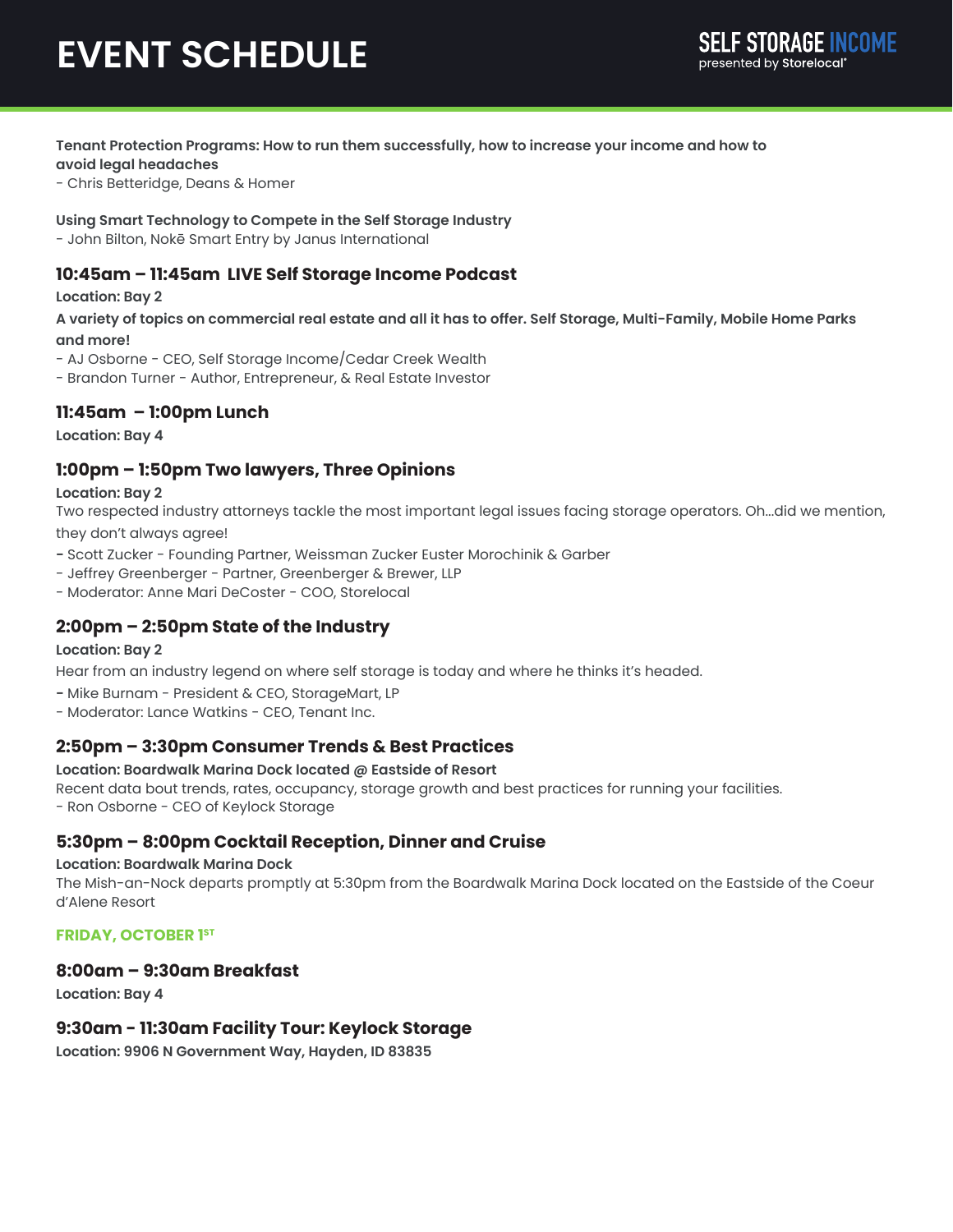# EVENT SCHEDULE

**Tenant Protection Programs: How to run them successfully, how to increase your income and how to avoid legal headaches**
- Chris Betteridge, Deans & Homer

**Using Smart Technology to Compete in the Self Storage Industry**
- John Bilton, Nokē Smart Entry by Janus International

### 10:45am – 11:45am LIVE Self Storage Income Podcast

**Location: Bay 2**

**A variety of topics on commercial real estate and all it has to offer. Self Storage, Multi-Family, Mobile Home Parks and more!**
- AJ Osborne - CEO, Self Storage Income/Cedar Creek Wealth
- Brandon Turner - Author, Entrepreneur, & Real Estate Investor

### 11:45am – 1:00pm Lunch

**Location: Bay 4**

### 1:00pm – 1:50pm Two lawyers, Three Opinions

**Location: Bay 2**

Two respected industry attorneys tackle the most important legal issues facing storage operators. Oh...did we mention, they don't always agree!
- Scott Zucker - Founding Partner, Weissman Zucker Euster Morochinik & Garber
- Jeffrey Greenberger - Partner, Greenberger & Brewer, LLP
- Moderator: Anne Mari DeCoster - COO, Storelocal

### 2:00pm – 2:50pm State of the Industry

**Location: Bay 2**

Hear from an industry legend on where self storage is today and where he thinks it's headed.
- Mike Burnam - President & CEO, StorageMart, LP
- Moderator: Lance Watkins - CEO, Tenant Inc.

### 2:50pm – 3:30pm Consumer Trends & Best Practices

**Location: Boardwalk Marina Dock located @ Eastside of Resort**

Recent data bout trends, rates, occupancy, storage growth and best practices for running your facilities.
- Ron Osborne - CEO of Keylock Storage

### 5:30pm – 8:00pm Cocktail Reception, Dinner and Cruise

**Location: Boardwalk Marina Dock**

The Mish-an-Nock departs promptly at 5:30pm from the Boardwalk Marina Dock located on the Eastside of the Coeur d'Alene Resort

## FRIDAY, OCTOBER 1ST

### 8:00am – 9:30am Breakfast

**Location: Bay 4**

### 9:30am - 11:30am Facility Tour: Keylock Storage

**Location: 9906 N Government Way, Hayden, ID 83835**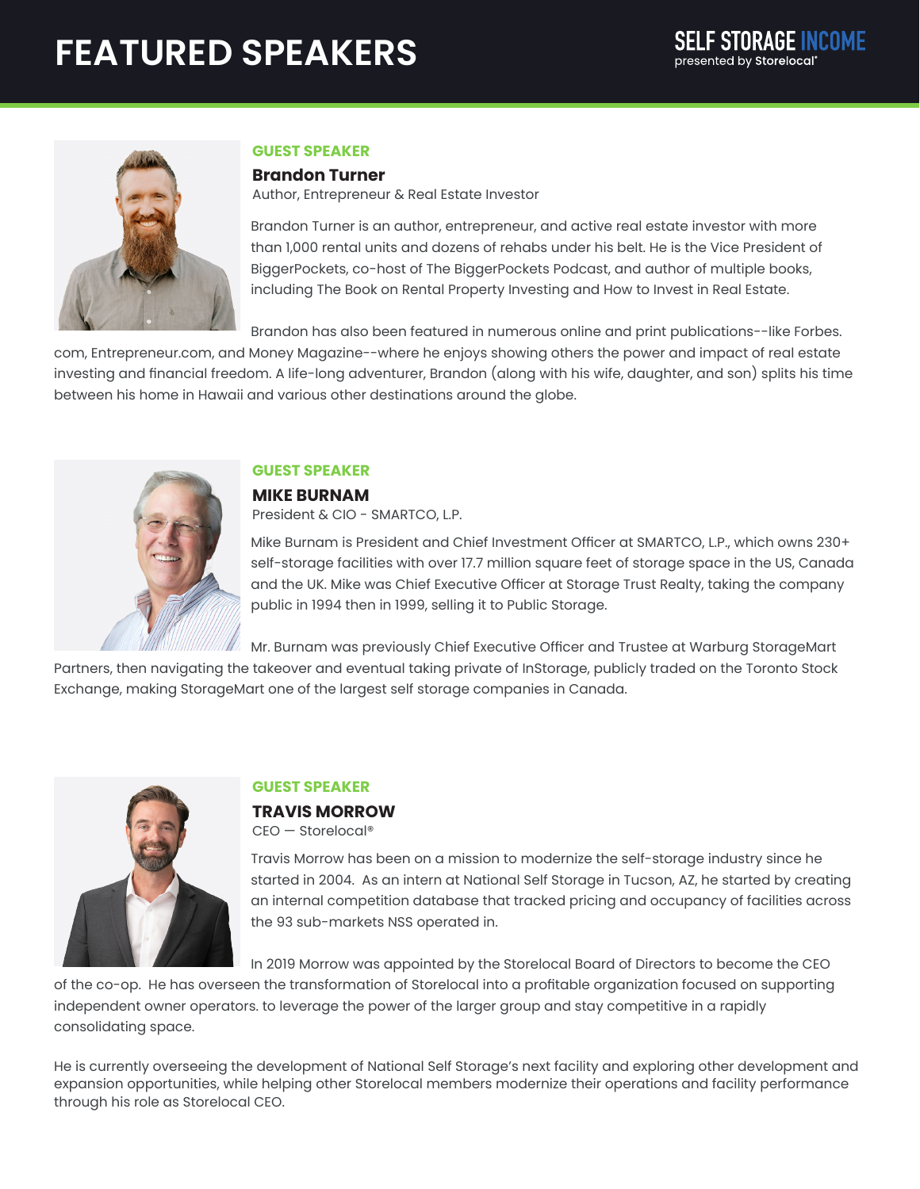# FEATURED SPEAKERS

SELF STORAGE INCOME
presented by Storelocal®

### GUEST SPEAKER

**Brandon Turner**
Author, Entrepreneur & Real Estate Investor

Brandon Turner is an author, entrepreneur, and active real estate investor with more than 1,000 rental units and dozens of rehabs under his belt. He is the Vice President of BiggerPockets, co-host of The BiggerPockets Podcast, and author of multiple books, including The Book on Rental Property Investing and How to Invest in Real Estate.

Brandon has also been featured in numerous online and print publications--like Forbes.com, Entrepreneur.com, and Money Magazine--where he enjoys showing others the power and impact of real estate investing and financial freedom. A life-long adventurer, Brandon (along with his wife, daughter, and son) splits his time between his home in Hawaii and various other destinations around the globe.

### GUEST SPEAKER

**MIKE BURNAM**
President & CIO - SMARTCO, L.P.

Mike Burnam is President and Chief Investment Officer at SMARTCO, L.P., which owns 230+ self-storage facilities with over 17.7 million square feet of storage space in the US, Canada and the UK. Mike was Chief Executive Officer at Storage Trust Realty, taking the company public in 1994 then in 1999, selling it to Public Storage.

Mr. Burnam was previously Chief Executive Officer and Trustee at Warburg StorageMart Partners, then navigating the takeover and eventual taking private of InStorage, publicly traded on the Toronto Stock Exchange, making StorageMart one of the largest self storage companies in Canada.

### GUEST SPEAKER

**TRAVIS MORROW**
CEO — Storelocal®

Travis Morrow has been on a mission to modernize the self-storage industry since he started in 2004. As an intern at National Self Storage in Tucson, AZ, he started by creating an internal competition database that tracked pricing and occupancy of facilities across the 93 sub-markets NSS operated in.

In 2019 Morrow was appointed by the Storelocal Board of Directors to become the CEO of the co-op. He has overseen the transformation of Storelocal into a profitable organization focused on supporting independent owner operators. to leverage the power of the larger group and stay competitive in a rapidly consolidating space.

He is currently overseeing the development of National Self Storage's next facility and exploring other development and expansion opportunities, while helping other Storelocal members modernize their operations and facility performance through his role as Storelocal CEO.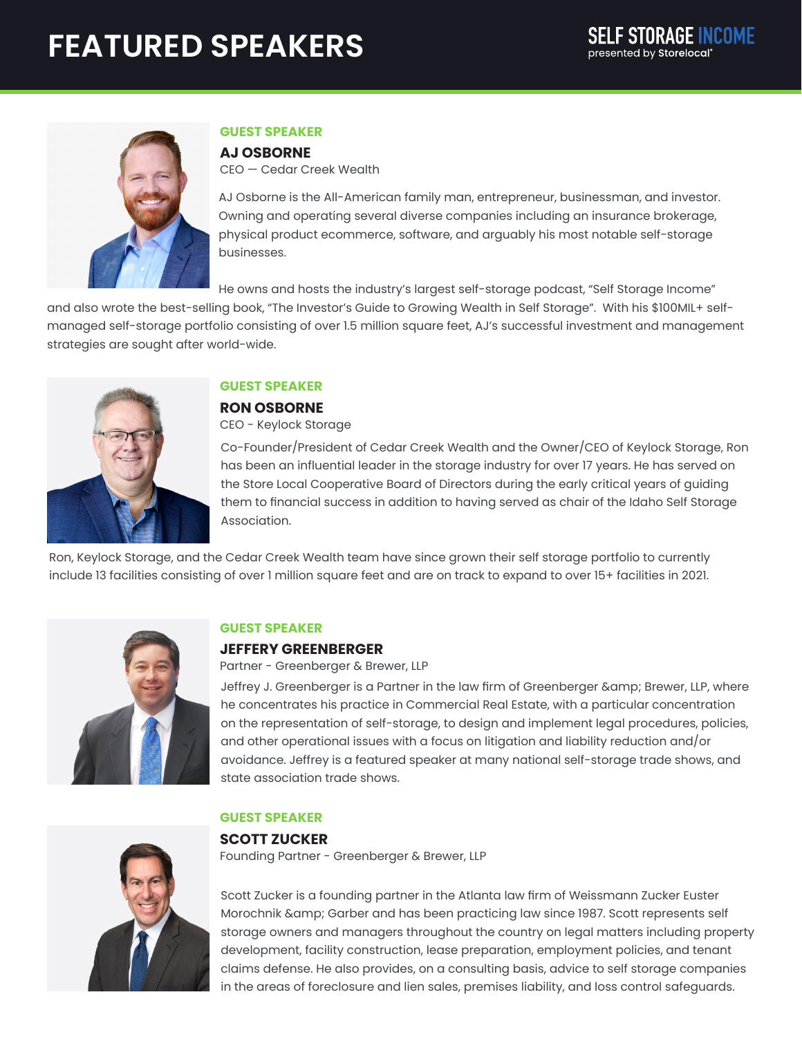# FEATURED SPEAKERS

SELF STORAGE INCOME
presented by Storelocal®

### GUEST SPEAKER

**AJ OSBORNE**
CEO — Cedar Creek Wealth

AJ Osborne is the All-American family man, entrepreneur, businessman, and investor. Owning and operating several diverse companies including an insurance brokerage, physical product ecommerce, software, and arguably his most notable self-storage businesses.

He owns and hosts the industry's largest self-storage podcast, "Self Storage Income" and also wrote the best-selling book, "The Investor's Guide to Growing Wealth in Self Storage". With his $100MIL+ self-managed self-storage portfolio consisting of over 1.5 million square feet, AJ's successful investment and management strategies are sought after world-wide.

### GUEST SPEAKER

**RON OSBORNE**
CEO - Keylock Storage

Co-Founder/President of Cedar Creek Wealth and the Owner/CEO of Keylock Storage, Ron has been an influential leader in the storage industry for over 17 years. He has served on the Store Local Cooperative Board of Directors during the early critical years of guiding them to financial success in addition to having served as chair of the Idaho Self Storage Association.

Ron, Keylock Storage, and the Cedar Creek Wealth team have since grown their self storage portfolio to currently include 13 facilities consisting of over 1 million square feet and are on track to expand to over 15+ facilities in 2021.

### GUEST SPEAKER

**JEFFERY GREENBERGER**
Partner - Greenberger & Brewer, LLP

Jeffrey J. Greenberger is a Partner in the law firm of Greenberger &amp; Brewer, LLP, where he concentrates his practice in Commercial Real Estate, with a particular concentration on the representation of self-storage, to design and implement legal procedures, policies, and other operational issues with a focus on litigation and liability reduction and/or avoidance. Jeffrey is a featured speaker at many national self-storage trade shows, and state association trade shows.

### GUEST SPEAKER

**SCOTT ZUCKER**
Founding Partner - Greenberger & Brewer, LLP

Scott Zucker is a founding partner in the Atlanta law firm of Weissmann Zucker Euster Morochnik &amp; Garber and has been practicing law since 1987. Scott represents self storage owners and managers throughout the country on legal matters including property development, facility construction, lease preparation, employment policies, and tenant claims defense. He also provides, on a consulting basis, advice to self storage companies in the areas of foreclosure and lien sales, premises liability, and loss control safeguards.